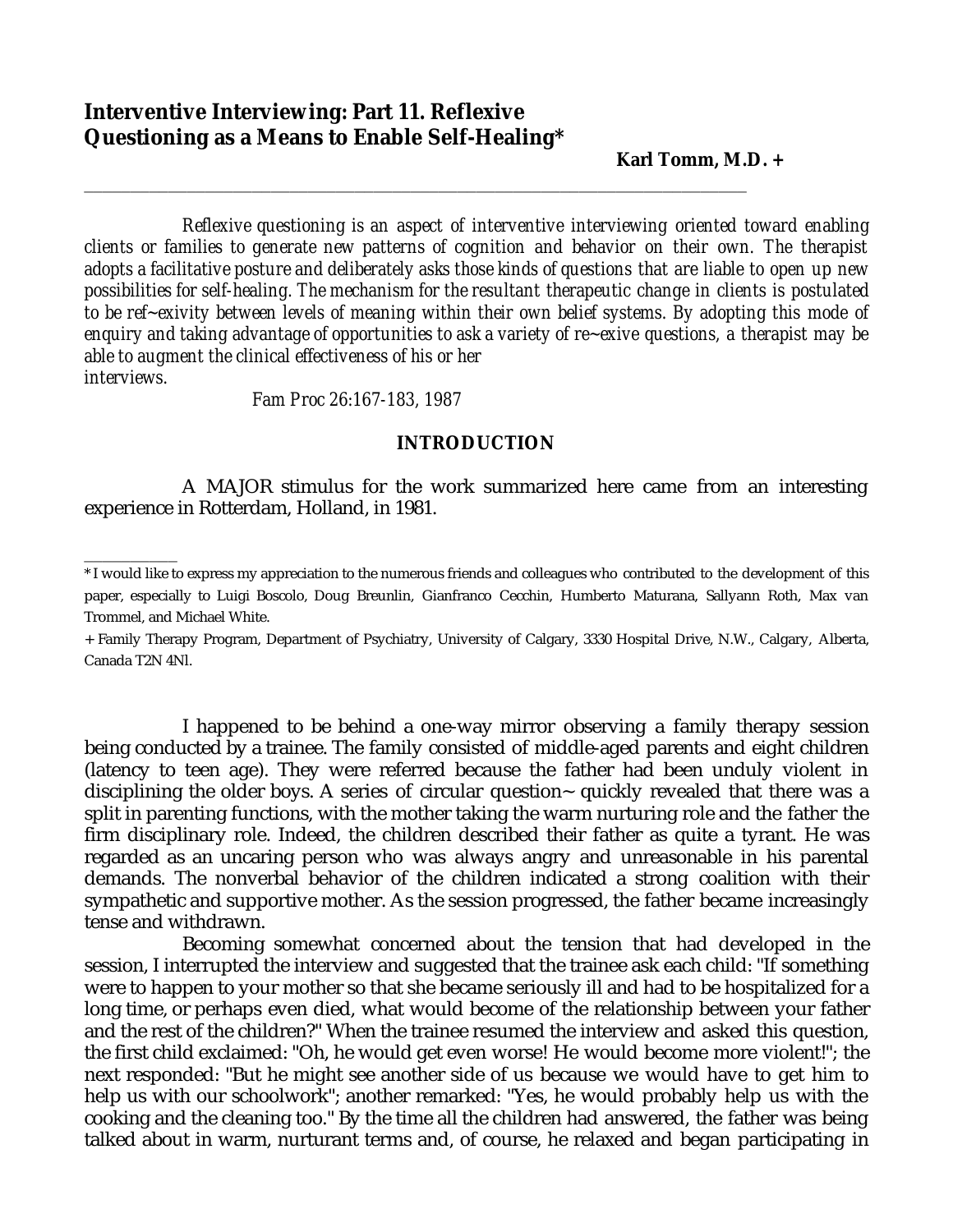# Interventive Interviewing: Part 11. Reflexive Questioning as a Means to Enable Self-Healing*

**Karl Tomm, M.D. +**

---

*Reflexive questioning is an aspect of interventive interviewing oriented toward enabling clients or families to generate new patterns of cognition and behavior on their own. The therapist adopts a facilitative posture and deliberately asks those kinds of questions that are liable to open up new possibilities for self-healing. The mechanism for the resultant therapeutic change in clients is postulated to be ref~exivity between levels of meaning within their own belief systems. By adopting this mode of enquiry and taking advantage of opportunities to ask a variety of re~exive questions, a therapist may be able to augment the clinical effectiveness of his or her interviews.*

*Fam Proc 26:167-183, 1987*

## INTRODUCTION

A MAJOR stimulus for the work summarized here came from an interesting experience in Rotterdam, Holland, in 1981.

---

\* I would like to express my appreciation to the numerous friends and colleagues who contributed to the development of this paper, especially to Luigi Boscolo, Doug Breunlin, Gianfranco Cecchin, Humberto Maturana, Sallyann Roth, Max van Trommel, and Michael White.

\+ Family Therapy Program, Department of Psychiatry, University of Calgary, 3330 Hospital Drive, N.W., Calgary, Alberta, Canada T2N 4Nl.

I happened to be behind a one-way mirror observing a family therapy session being conducted by a trainee. The family consisted of middle-aged parents and eight children (latency to teen age). They were referred because the father had been unduly violent in disciplining the older boys. A series of circular question~ quickly revealed that there was a split in parenting functions, with the mother taking the warm nurturing role and the father the firm disciplinary role. Indeed, the children described their father as quite a tyrant. He was regarded as an uncaring person who was always angry and unreasonable in his parental demands. The nonverbal behavior of the children indicated a strong coalition with their sympathetic and supportive mother. As the session progressed, the father became increasingly tense and withdrawn.

Becoming somewhat concerned about the tension that had developed in the session, I interrupted the interview and suggested that the trainee ask each child: "If something were to happen to your mother so that she became seriously ill and had to be hospitalized for a long time, or perhaps even died, what would become of the relationship between your father and the rest of the children?" When the trainee resumed the interview and asked this question, the first child exclaimed: "Oh, he would get even worse! He would become more violent!"; the next responded: "But he might see another side of us because we would have to get him to help us with our schoolwork"; another remarked: "Yes, he would probably help us with the cooking and the cleaning too." By the time all the children had answered, the father was being talked about in warm, nurturant terms and, of course, he relaxed and began participating in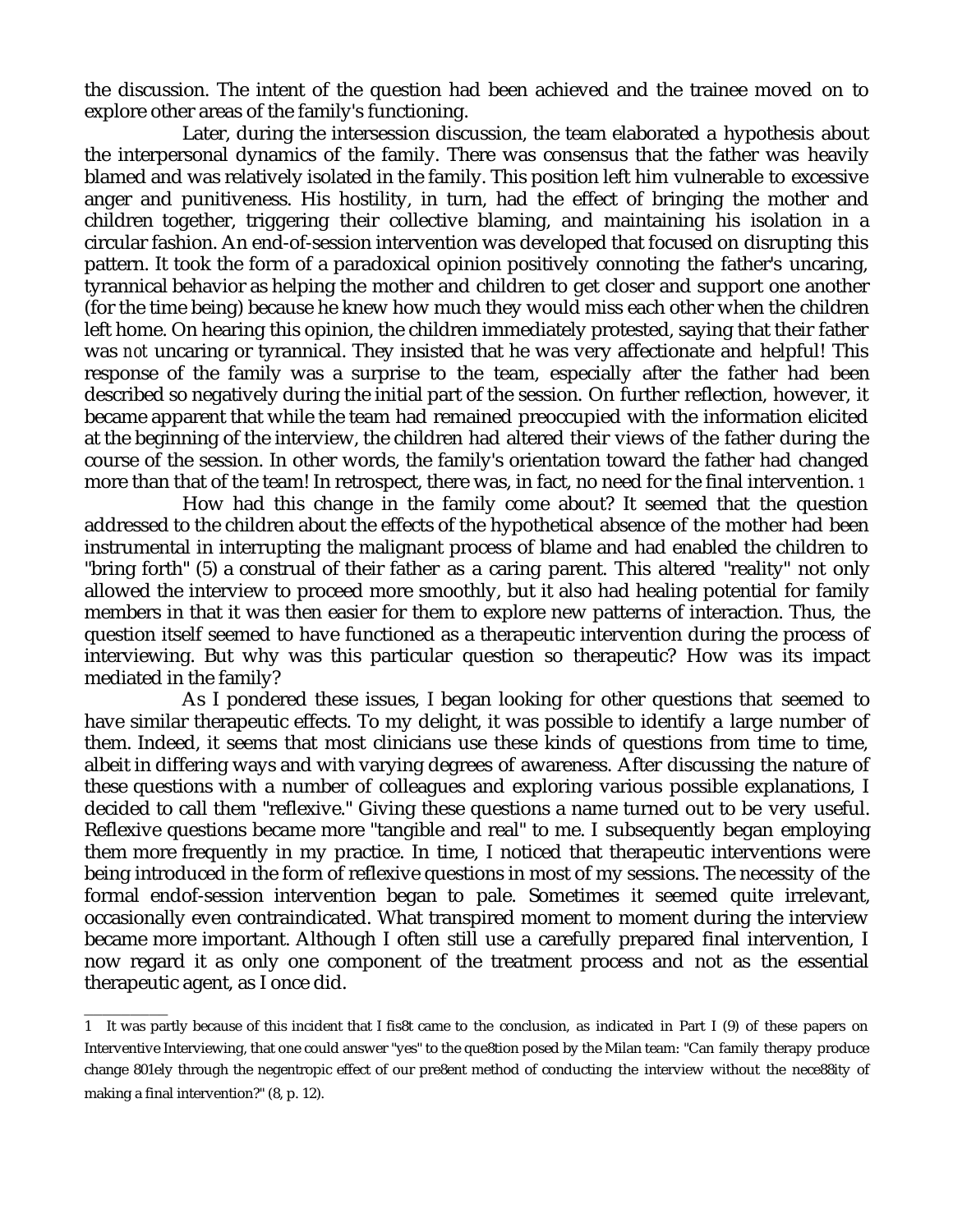the discussion. The intent of the question had been achieved and the trainee moved on to explore other areas of the family's functioning.

Later, during the intersession discussion, the team elaborated a hypothesis about the interpersonal dynamics of the family. There was consensus that the father was heavily blamed and was relatively isolated in the family. This position left him vulnerable to excessive anger and punitiveness. His hostility, in turn, had the effect of bringing the mother and children together, triggering their collective blaming, and maintaining his isolation in a circular fashion. An end-of-session intervention was developed that focused on disrupting this pattern. It took the form of a paradoxical opinion positively connoting the father's uncaring, tyrannical behavior as helping the mother and children to get closer and support one another (for the time being) because he knew how much they would miss each other when the children left home. On hearing this opinion, the children immediately protested, saying that their father was *not* uncaring or tyrannical. They insisted that he was very affectionate and helpful! This response of the family was a surprise to the team, especially after the father had been described so negatively during the initial part of the session. On further reflection, however, it became apparent that while the team had remained preoccupied with the information elicited at the beginning of the interview, the children had altered their views of the father during the course of the session. In other words, the family's orientation toward the father had changed more than that of the team! In retrospect, there was, in fact, no need for the final intervention. [1]

How had this change in the family come about? It seemed that the question addressed to the children about the effects of the hypothetical absence of the mother had been instrumental in interrupting the malignant process of blame and had enabled the children to "bring forth" (5) a construal of their father as a caring parent. This altered "reality" not only allowed the interview to proceed more smoothly, but it also had healing potential for family members in that it was then easier for them to explore new patterns of interaction. Thus, the question itself seemed to have functioned as a therapeutic intervention during the process of interviewing. But why was this particular question so therapeutic? How was its impact mediated in the family?

As I pondered these issues, I began looking for other questions that seemed to have similar therapeutic effects. To my delight, it was possible to identify a large number of them. Indeed, it seems that most clinicians use these kinds of questions from time to time, albeit in differing ways and with varying degrees of awareness. After discussing the nature of these questions with a number of colleagues and exploring various possible explanations, I decided to call them "reflexive." Giving these questions a name turned out to be very useful. Reflexive questions became more "tangible and real" to me. I subsequently began employing them more frequently in my practice. In time, I noticed that therapeutic interventions were being introduced in the form of reflexive questions in most of my sessions. The necessity of the formal endof-session intervention began to pale. Sometimes it seemed quite irrelevant, occasionally even contraindicated. What transpired moment to moment during the interview became more important. Although I often still use a carefully prepared final intervention, I now regard it as only one component of the treatment process and not as the essential therapeutic agent, as I once did.

---

1 It was partly because of this incident that I fis8t came to the conclusion, as indicated in Part I (9) of these papers on Interventive Interviewing, that one could answer "yes" to the que8tion posed by the Milan team: "Can family therapy produce change 801ely through the negentropic effect of our pre8ent method of conducting the interview without the nece88ity of making a final intervention?" (8, p. 12).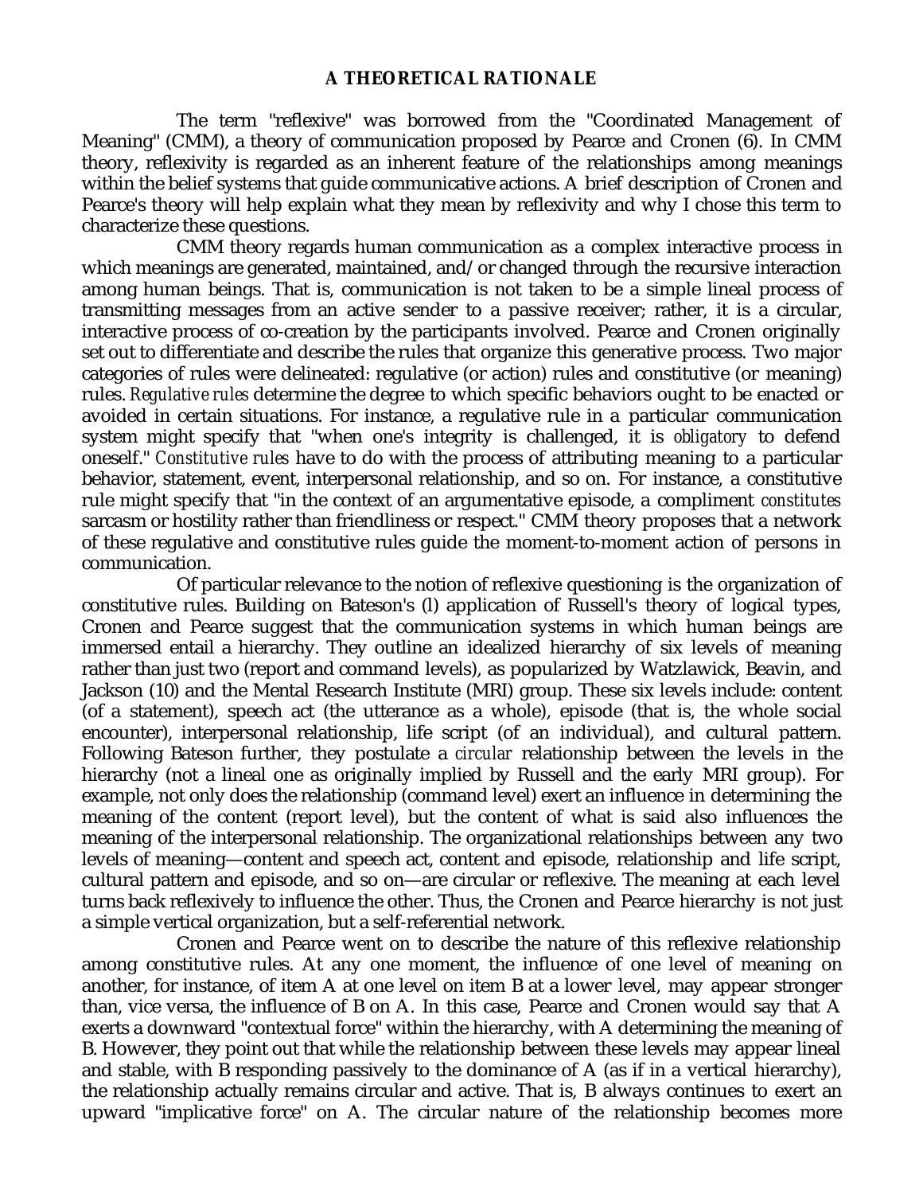## A THEORETICAL RATIONALE

The term "reflexive" was borrowed from the "Coordinated Management of Meaning" (CMM), a theory of communication proposed by Pearce and Cronen (6). In CMM theory, reflexivity is regarded as an inherent feature of the relationships among meanings within the belief systems that guide communicative actions. A brief description of Cronen and Pearce's theory will help explain what they mean by reflexivity and why I chose this term to characterize these questions.

CMM theory regards human communication as a complex interactive process in which meanings are generated, maintained, and/or changed through the recursive interaction among human beings. That is, communication is not taken to be a simple lineal process of transmitting messages from an active sender to a passive receiver; rather, it is a circular, interactive process of co-creation by the participants involved. Pearce and Cronen originally set out to differentiate and describe the rules that organize this generative process. Two major categories of rules were delineated: regulative (or action) rules and constitutive (or meaning) rules. *Regulative rules* determine the degree to which specific behaviors ought to be enacted or avoided in certain situations. For instance, a regulative rule in a particular communication system might specify that "when one's integrity is challenged, it is *obligatory* to defend oneself." *Constitutive rules* have to do with the process of attributing meaning to a particular behavior, statement, event, interpersonal relationship, and so on. For instance, a constitutive rule might specify that "in the context of an argumentative episode, a compliment *constitutes* sarcasm or hostility rather than friendliness or respect." CMM theory proposes that a network of these regulative and constitutive rules guide the moment-to-moment action of persons in communication.

Of particular relevance to the notion of reflexive questioning is the organization of constitutive rules. Building on Bateson's (l) application of Russell's theory of logical types, Cronen and Pearce suggest that the communication systems in which human beings are immersed entail a hierarchy. They outline an idealized hierarchy of six levels of meaning rather than just two (report and command levels), as popularized by Watzlawick, Beavin, and Jackson (10) and the Mental Research Institute (MRI) group. These six levels include: content (of a statement), speech act (the utterance as a whole), episode (that is, the whole social encounter), interpersonal relationship, life script (of an individual), and cultural pattern. Following Bateson further, they postulate a *circular* relationship between the levels in the hierarchy (not a lineal one as originally implied by Russell and the early MRI group). For example, not only does the relationship (command level) exert an influence in determining the meaning of the content (report level), but the content of what is said also influences the meaning of the interpersonal relationship. The organizational relationships between any two levels of meaning—content and speech act, content and episode, relationship and life script, cultural pattern and episode, and so on—are circular or reflexive. The meaning at each level turns back reflexively to influence the other. Thus, the Cronen and Pearce hierarchy is not just a simple vertical organization, but a self-referential network.

Cronen and Pearce went on to describe the nature of this reflexive relationship among constitutive rules. At any one moment, the influence of one level of meaning on another, for instance, of item A at one level on item B at a lower level, may appear stronger than, vice versa, the influence of B on A. In this case, Pearce and Cronen would say that A exerts a downward "contextual force" within the hierarchy, with A determining the meaning of B. However, they point out that while the relationship between these levels may appear lineal and stable, with B responding passively to the dominance of A (as if in a vertical hierarchy), the relationship actually remains circular and active. That is, B always continues to exert an upward "implicative force" on A. The circular nature of the relationship becomes more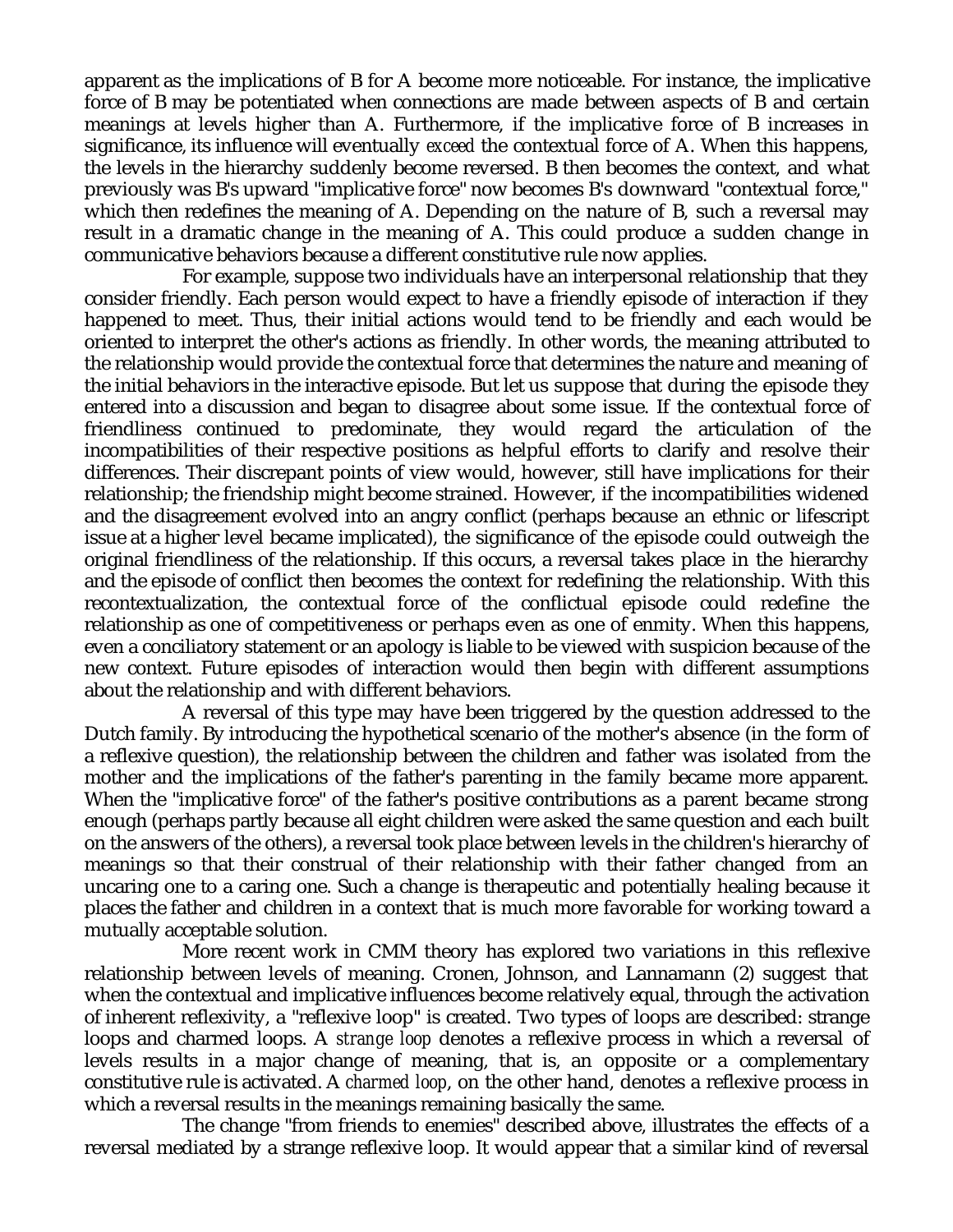apparent as the implications of B for A become more noticeable. For instance, the implicative force of B may be potentiated when connections are made between aspects of B and certain meanings at levels higher than A. Furthermore, if the implicative force of B increases in significance, its influence will eventually *exceed* the contextual force of A. When this happens, the levels in the hierarchy suddenly become reversed. B then becomes the context, and what previously was B's upward "implicative force" now becomes B's downward "contextual force," which then redefines the meaning of A. Depending on the nature of B, such a reversal may result in a dramatic change in the meaning of A. This could produce a sudden change in communicative behaviors because a different constitutive rule now applies.

For example, suppose two individuals have an interpersonal relationship that they consider friendly. Each person would expect to have a friendly episode of interaction if they happened to meet. Thus, their initial actions would tend to be friendly and each would be oriented to interpret the other's actions as friendly. In other words, the meaning attributed to the relationship would provide the contextual force that determines the nature and meaning of the initial behaviors in the interactive episode. But let us suppose that during the episode they entered into a discussion and began to disagree about some issue. If the contextual force of friendliness continued to predominate, they would regard the articulation of the incompatibilities of their respective positions as helpful efforts to clarify and resolve their differences. Their discrepant points of view would, however, still have implications for their relationship; the friendship might become strained. However, if the incompatibilities widened and the disagreement evolved into an angry conflict (perhaps because an ethnic or lifescript issue at a higher level became implicated), the significance of the episode could outweigh the original friendliness of the relationship. If this occurs, a reversal takes place in the hierarchy and the episode of conflict then becomes the context for redefining the relationship. With this recontextualization, the contextual force of the conflictual episode could redefine the relationship as one of competitiveness or perhaps even as one of enmity. When this happens, even a conciliatory statement or an apology is liable to be viewed with suspicion because of the new context. Future episodes of interaction would then begin with different assumptions about the relationship and with different behaviors.

A reversal of this type may have been triggered by the question addressed to the Dutch family. By introducing the hypothetical scenario of the mother's absence (in the form of a reflexive question), the relationship between the children and father was isolated from the mother and the implications of the father's parenting in the family became more apparent. When the "implicative force" of the father's positive contributions as a parent became strong enough (perhaps partly because all eight children were asked the same question and each built on the answers of the others), a reversal took place between levels in the children's hierarchy of meanings so that their construal of their relationship with their father changed from an uncaring one to a caring one. Such a change is therapeutic and potentially healing because it places the father and children in a context that is much more favorable for working toward a mutually acceptable solution.

More recent work in CMM theory has explored two variations in this reflexive relationship between levels of meaning. Cronen, Johnson, and Lannamann (2) suggest that when the contextual and implicative influences become relatively equal, through the activation of inherent reflexivity, a "reflexive loop" is created. Two types of loops are described: strange loops and charmed loops. A *strange loop* denotes a reflexive process in which a reversal of levels results in a major change of meaning, that is, an opposite or a complementary constitutive rule is activated. A *charmed loop*, on the other hand, denotes a reflexive process in which a reversal results in the meanings remaining basically the same.

The change "from friends to enemies" described above, illustrates the effects of a reversal mediated by a strange reflexive loop. It would appear that a similar kind of reversal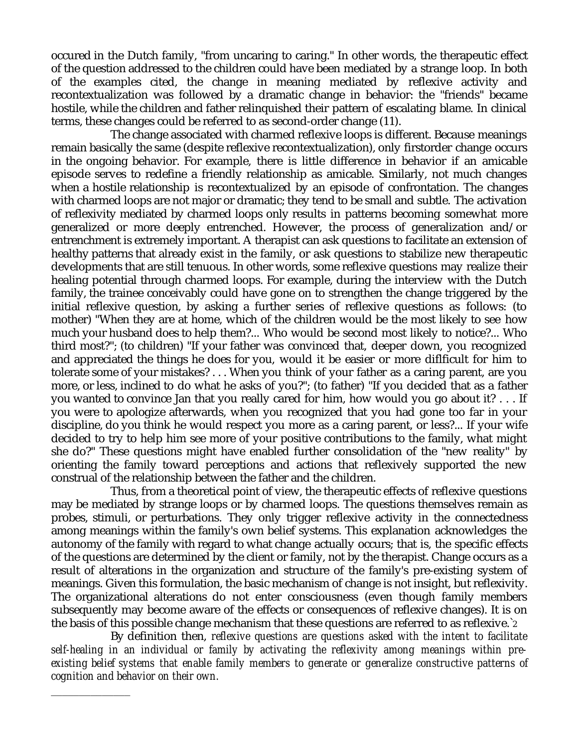occured in the Dutch family, "from uncaring to caring." In other words, the therapeutic effect of the question addressed to the children could have been mediated by a strange loop. In both of the examples cited, the change in meaning mediated by reflexive activity and recontextualization was followed by a dramatic change in behavior: the "friends" became hostile, while the children and father relinquished their pattern of escalating blame. In clinical terms, these changes could be referred to as second-order change (11).

The change associated with charmed reflexive loops is different. Because meanings remain basically the same (despite reflexive recontextualization), only firstorder change occurs in the ongoing behavior. For example, there is little difference in behavior if an amicable episode serves to redefine a friendly relationship as amicable. Similarly, not much changes when a hostile relationship is recontextualized by an episode of confrontation. The changes with charmed loops are not major or dramatic; they tend to be small and subtle. The activation of reflexivity mediated by charmed loops only results in patterns becoming somewhat more generalized or more deeply entrenched. However, the process of generalization and/or entrenchment is extremely important. A therapist can ask questions to facilitate an extension of healthy patterns that already exist in the family, or ask questions to stabilize new therapeutic developments that are still tenuous. In other words, some reflexive questions may realize their healing potential through charmed loops. For example, during the interview with the Dutch family, the trainee conceivably could have gone on to strengthen the change triggered by the initial reflexive question, by asking a further series of reflexive questions as follows: (to mother) "When they are at home, which of the children would be the most likely to see how much your husband does to help them?... Who would be second most likely to notice?... Who third most?"; (to children) "If your father was convinced that, deeper down, you recognized and appreciated the things he does for you, would it be easier or more diflficult for him to tolerate some of your mistakes? . . . When you think of your father as a caring parent, are you more, or less, inclined to do what he asks of you?"; (to father) "If you decided that as a father you wanted to convince Jan that you really cared for him, how would you go about it? . . . If you were to apologize afterwards, when you recognized that you had gone too far in your discipline, do you think he would respect you more as a caring parent, or less?... If your wife decided to try to help him see more of your positive contributions to the family, what might she do?" These questions might have enabled further consolidation of the "new reality" by orienting the family toward perceptions and actions that reflexively supported the new construal of the relationship between the father and the children.

Thus, from a theoretical point of view, the therapeutic effects of reflexive questions may be mediated by strange loops or by charmed loops. The questions themselves remain as probes, stimuli, or perturbations. They only trigger reflexive activity in the connectedness among meanings within the family's own belief systems. This explanation acknowledges the autonomy of the family with regard to what change actually occurs; that is, the specific effects of the questions are determined by the client or family, not by the therapist. Change occurs as a result of alterations in the organization and structure of the family's pre-existing system of meanings. Given this formulation, the basic mechanism of change is not insight, but reflexivity. The organizational alterations do not enter consciousness (even though family members subsequently may become aware of the effects or consequences of reflexive changes). It is on the basis of this possible change mechanism that these questions are referred to as reflexive.[2]

By definition then, *reflexive questions are questions asked with the intent to facilitate self-healing in an individual or family by activating the reflexivity among meanings within pre-existing belief systems that enable family members to generate or generalize constructive patterns of cognition and behavior on their own.*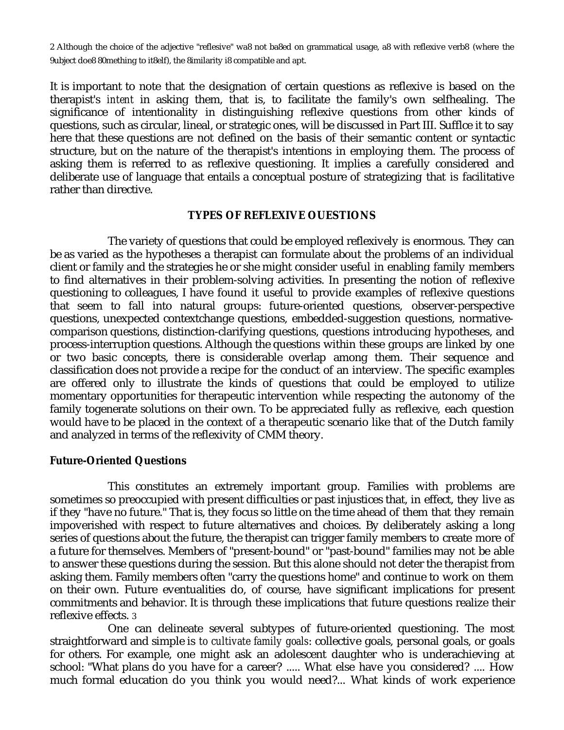2 Although the choice of the adjective "reflesive" wa8 not ba8ed on grammatical usage, a8 with reflexive verb8 (where the 9ubject doe8 80mething to it8elf), the 8imilarity i8 compatible and apt.

It is important to note that the designation of certain questions as reflexive is based on the therapist's *intent* in asking them, that is, to facilitate the family's own selfhealing. The significance of intentionality in distinguishing reflexive questions from other kinds of questions, such as circular, lineal, or strategic ones, will be discussed in Part III. Sufflce it to say here that these questions are not defined on the basis of their semantic content or syntactic structure, but on the nature of the therapist's intentions in employing them. The process of asking them is referred to as reflexive questioning. It implies a carefully considered and deliberate use of language that entails a conceptual posture of strategizing that is facilitative rather than directive.

## TYPES OF REFLEXIVE OUESTIONS

The variety of questions that could be employed reflexively is enormous. They can be as varied as the hypotheses a therapist can formulate about the problems of an individual client or family and the strategies he or she might consider useful in enabling family members to find alternatives in their problem-solving activities. In presenting the notion of reflexive questioning to colleagues, I have found it useful to provide examples of reflexive questions that seem to fall into natural groups: future-oriented questions, observer-perspective questions, unexpected contextchange questions, embedded-suggestion questions, normative-comparison questions, distinction-clarifying questions, questions introducing hypotheses, and process-interruption questions. Although the questions within these groups are linked by one or two basic concepts, there is considerable overlap among them. Their sequence and classification does not provide a recipe for the conduct of an interview. The specific examples are offered only to illustrate the kinds of questions that could be employed to utilize momentary opportunities for therapeutic intervention while respecting the autonomy of the family togenerate solutions on their own. To be appreciated fully as reflexive, each question would have to be placed in the context of a therapeutic scenario like that of the Dutch family and analyzed in terms of the reflexivity of CMM theory.

### Future-Oriented Questions

This constitutes an extremely important group. Families with problems are sometimes so preoccupied with present difficulties or past injustices that, in effect, they live as if they "have no future." That is, they focus so little on the time ahead of them that they remain impoverished with respect to future alternatives and choices. By deliberately asking a long series of questions about the future, the therapist can trigger family members to create more of a future for themselves. Members of "present-bound" or "past-bound" families may not be able to answer these questions during the session. But this alone should not deter the therapist from asking them. Family members often "carry the questions home" and continue to work on them on their own. Future eventualities do, of course, have significant implications for present commitments and behavior. It is through these implications that future questions realize their reflexive effects. 3

One can delineate several subtypes of future-oriented questioning. The most straightforward and simple is *to cultivate family goals*: collective goals, personal goals, or goals for others. For example, one might ask an adolescent daughter who is underachieving at school: "What plans do you have for a career? ..... What else have you considered? .... How much formal education do you think you would need?... What kinds of work experience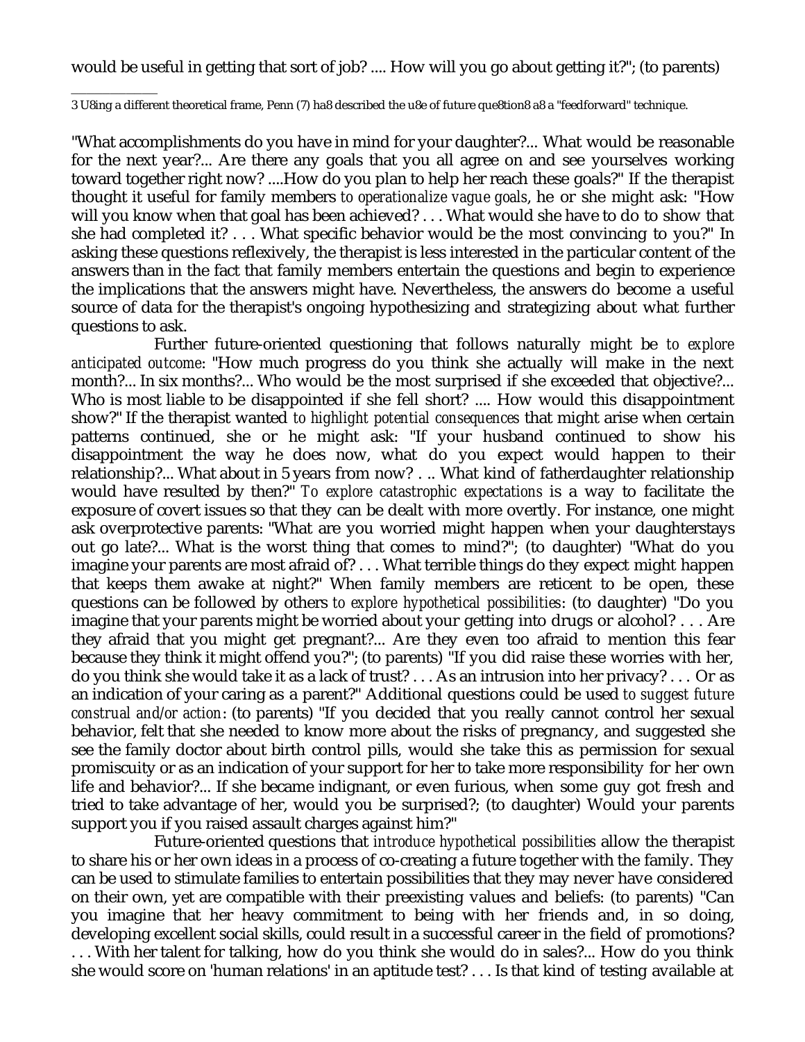would be useful in getting that sort of job? .... How will you go about getting it?"; (to parents)

"What accomplishments do you have in mind for your daughter?... What would be reasonable for the next year?... Are there any goals that you all agree on and see yourselves working toward together right now? ....How do you plan to help her reach these goals?" If the therapist thought it useful for family members *to operationalize vague goals*, he or she might ask: "How will you know when that goal has been achieved? . . . What would she have to do to show that she had completed it? . . . What specific behavior would be the most convincing to you?" In asking these questions reflexively, the therapist is less interested in the particular content of the answers than in the fact that family members entertain the questions and begin to experience the implications that the answers might have. Nevertheless, the answers do become a useful source of data for the therapist's ongoing hypothesizing and strategizing about what further questions to ask.

Further future-oriented questioning that follows naturally might be *to explore anticipated outcome*: "How much progress do you think she actually will make in the next month?... In six months?... Who would be the most surprised if she exceeded that objective?... Who is most liable to be disappointed if she fell short? .... How would this disappointment show?" If the therapist wanted *to highlight potential consequences* that might arise when certain patterns continued, she or he might ask: "If your husband continued to show his disappointment the way he does now, what do you expect would happen to their relationship?... What about in 5 years from now? . .. What kind of fatherdaughter relationship would have resulted by then?" *To explore catastrophic expectations* is a way to facilitate the exposure of covert issues so that they can be dealt with more overtly. For instance, one might ask overprotective parents: "What are you worried might happen when your daughterstays out go late?... What is the worst thing that comes to mind?"; (to daughter) "What do you imagine your parents are most afraid of? . . . What terrible things do they expect might happen that keeps them awake at night?" When family members are reticent to be open, these questions can be followed by others *to explore hypothetical possibilities*: (to daughter) "Do you imagine that your parents might be worried about your getting into drugs or alcohol? . . . Are they afraid that you might get pregnant?... Are they even too afraid to mention this fear because they think it might offend you?"; (to parents) "If you did raise these worries with her, do you think she would take it as a lack of trust? . . . As an intrusion into her privacy? . . . Or as an indication of your caring as a parent?" Additional questions could be used *to suggest future construal and/or action*: (to parents) "If you decided that you really cannot control her sexual behavior, felt that she needed to know more about the risks of pregnancy, and suggested she see the family doctor about birth control pills, would she take this as permission for sexual promiscuity or as an indication of your support for her to take more responsibility for her own life and behavior?... If she became indignant, or even furious, when some guy got fresh and tried to take advantage of her, would you be surprised?; (to daughter) Would your parents support you if you raised assault charges against him?"

Future-oriented questions that *introduce hypothetical possibilities* allow the therapist to share his or her own ideas in a process of co-creating a future together with the family. They can be used to stimulate families to entertain possibilities that they may never have considered on their own, yet are compatible with their preexisting values and beliefs: (to parents) "Can you imagine that her heavy commitment to being with her friends and, in so doing, developing excellent social skills, could result in a successful career in the field of promotions? . . . With her talent for talking, how do you think she would do in sales?... How do you think she would score on 'human relations' in an aptitude test? . . . Is that kind of testing available at

---

3 U8ing a different theoretical frame, Penn (7) ha8 described the u8e of future que8tion8 a8 a "feedforward" technique.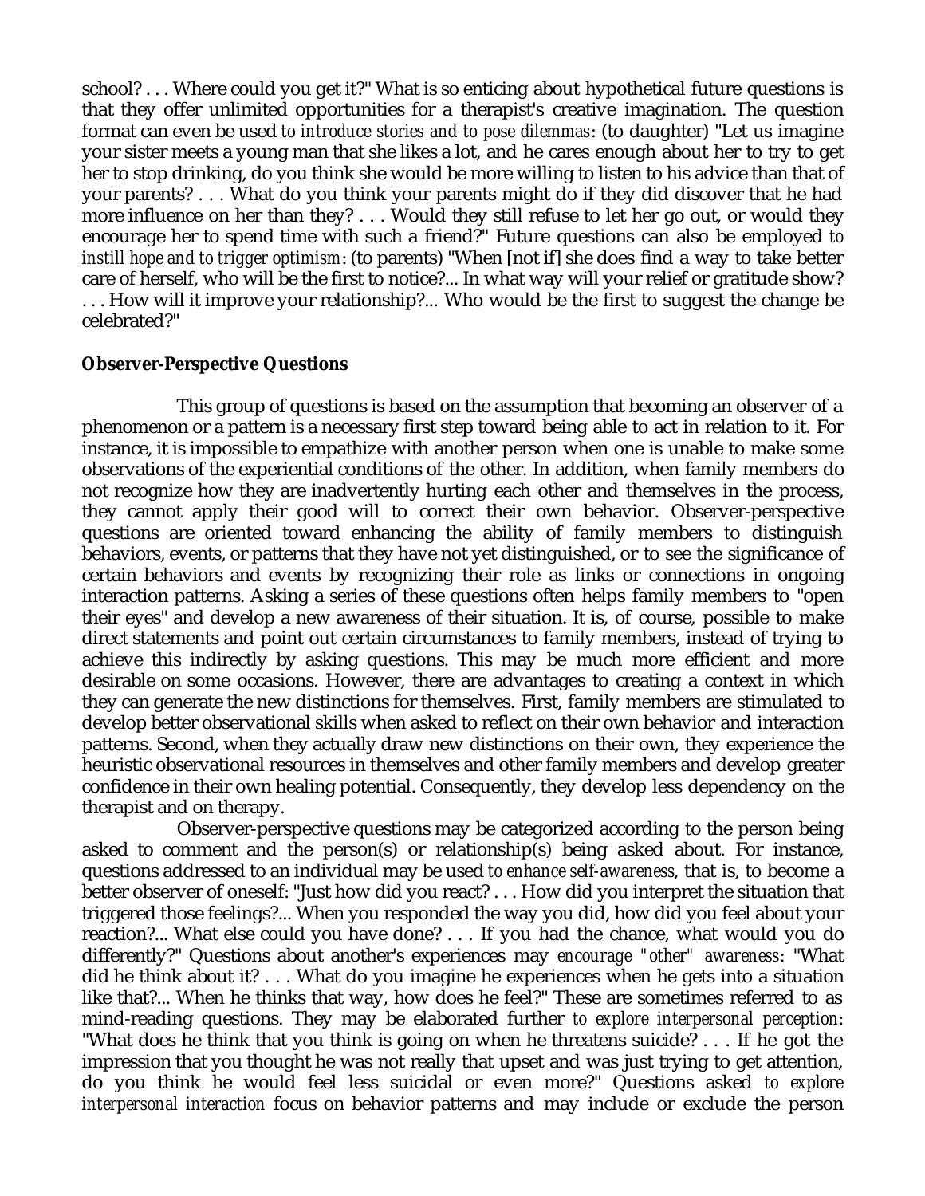school? . . . Where could you get it?" What is so enticing about hypothetical future questions is that they offer unlimited opportunities for a therapist's creative imagination. The question format can even be used *to introduce stories and to pose dilemmas*: (to daughter) "Let us imagine your sister meets a young man that she likes a lot, and he cares enough about her to try to get her to stop drinking, do you think she would be more willing to listen to his advice than that of your parents? . . . What do you think your parents might do if they did discover that he had more influence on her than they? . . . Would they still refuse to let her go out, or would they encourage her to spend time with such a friend?" Future questions can also be employed *to instill hope and to trigger optimism*: (to parents) "When [not if] she does find a way to take better care of herself, who will be the first to notice?... In what way will your relief or gratitude show? . . . How will it improve your relationship?... Who would be the first to suggest the change be celebrated?"

**Observer-Perspective Questions**

This group of questions is based on the assumption that becoming an observer of a phenomenon or a pattern is a necessary first step toward being able to act in relation to it. For instance, it is impossible to empathize with another person when one is unable to make some observations of the experiential conditions of the other. In addition, when family members do not recognize how they are inadvertently hurting each other and themselves in the process, they cannot apply their good will to correct their own behavior. Observer-perspective questions are oriented toward enhancing the ability of family members to distinguish behaviors, events, or patterns that they have not yet distinguished, or to see the significance of certain behaviors and events by recognizing their role as links or connections in ongoing interaction patterns. Asking a series of these questions often helps family members to "open their eyes" and develop a new awareness of their situation. It is, of course, possible to make direct statements and point out certain circumstances to family members, instead of trying to achieve this indirectly by asking questions. This may be much more efficient and more desirable on some occasions. However, there are advantages to creating a context in which they can generate the new distinctions for themselves. First, family members are stimulated to develop better observational skills when asked to reflect on their own behavior and interaction patterns. Second, when they actually draw new distinctions on their own, they experience the heuristic observational resources in themselves and other family members and develop greater confidence in their own healing potential. Consequently, they develop less dependency on the therapist and on therapy.

Observer-perspective questions may be categorized according to the person being asked to comment and the person(s) or relationship(s) being asked about. For instance, questions addressed to an individual may be used *to enhance self-awareness*, that is, to become a better observer of oneself: "Just how did you react? . . . How did you interpret the situation that triggered those feelings?... When you responded the way you did, how did you feel about your reaction?... What else could you have done? . . . If you had the chance, what would you do differently?" Questions about another's experiences may *encourage "other" awareness*: "What did he think about it? . . . What do you imagine he experiences when he gets into a situation like that?... When he thinks that way, how does he feel?" These are sometimes referred to as mind-reading questions. They may be elaborated further *to explore interpersonal perception*: "What does he think that you think is going on when he threatens suicide? . . . If he got the impression that you thought he was not really that upset and was just trying to get attention, do you think he would feel less suicidal or even more?" Questions asked *to explore interpersonal interaction* focus on behavior patterns and may include or exclude the person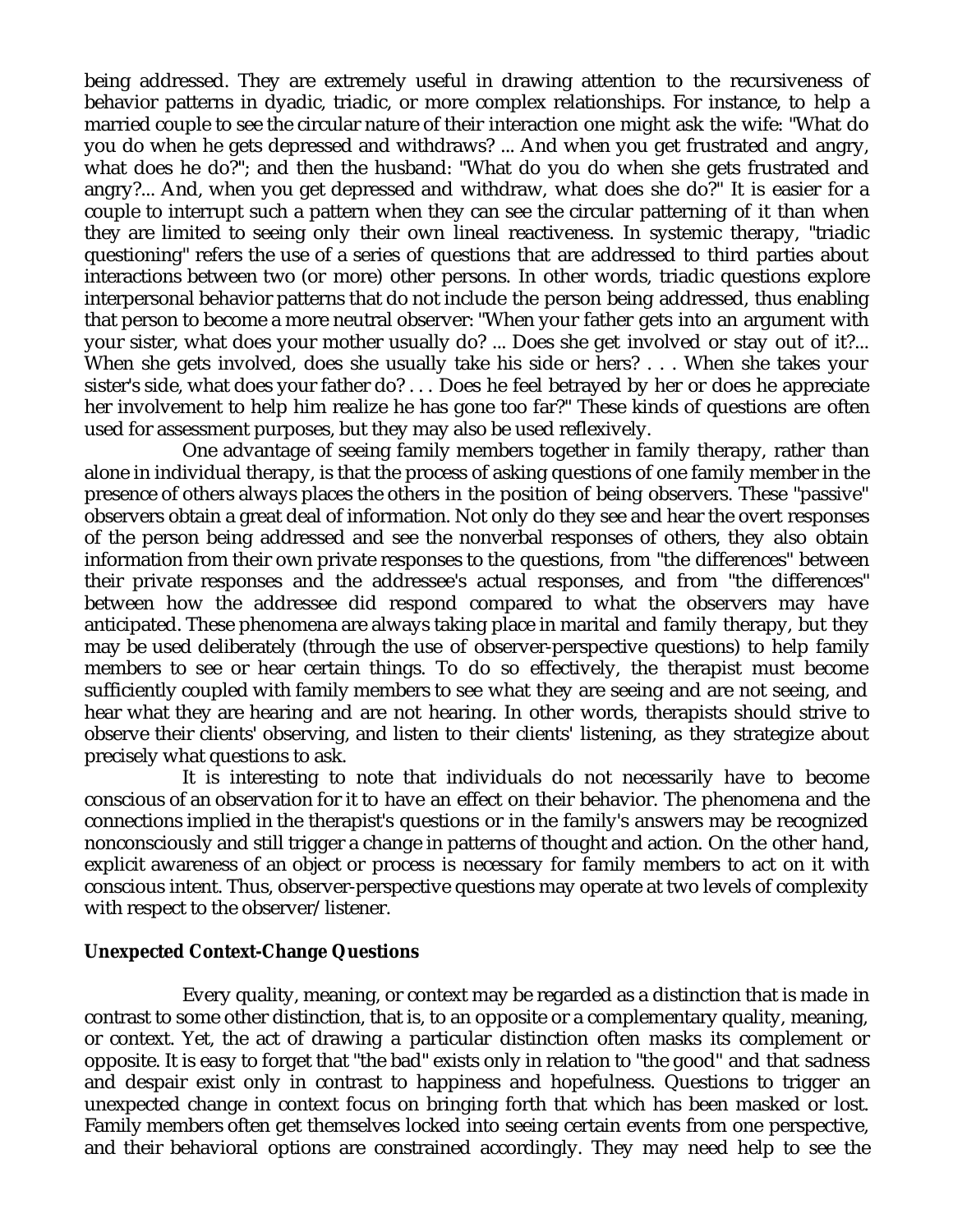being addressed. They are extremely useful in drawing attention to the recursiveness of behavior patterns in dyadic, triadic, or more complex relationships. For instance, to help a married couple to see the circular nature of their interaction one might ask the wife: "What do you do when he gets depressed and withdraws? ... And when you get frustrated and angry, what does he do?"; and then the husband: "What do you do when she gets frustrated and angry?... And, when you get depressed and withdraw, what does she do?" It is easier for a couple to interrupt such a pattern when they can see the circular patterning of it than when they are limited to seeing only their own lineal reactiveness. In systemic therapy, "triadic questioning" refers the use of a series of questions that are addressed to third parties about interactions between two (or more) other persons. In other words, triadic questions explore interpersonal behavior patterns that do not include the person being addressed, thus enabling that person to become a more neutral observer: "When your father gets into an argument with your sister, what does your mother usually do? ... Does she get involved or stay out of it?... When she gets involved, does she usually take his side or hers? . . . When she takes your sister's side, what does your father do? . . . Does he feel betrayed by her or does he appreciate her involvement to help him realize he has gone too far?" These kinds of questions are often used for assessment purposes, but they may also be used reflexively.

One advantage of seeing family members together in family therapy, rather than alone in individual therapy, is that the process of asking questions of one family member in the presence of others always places the others in the position of being observers. These "passive" observers obtain a great deal of information. Not only do they see and hear the overt responses of the person being addressed and see the nonverbal responses of others, they also obtain information from their own private responses to the questions, from "the differences" between their private responses and the addressee's actual responses, and from "the differences" between how the addressee did respond compared to what the observers may have anticipated. These phenomena are always taking place in marital and family therapy, but they may be used deliberately (through the use of observer-perspective questions) to help family members to see or hear certain things. To do so effectively, the therapist must become sufficiently coupled with family members to see what they are seeing and are not seeing, and hear what they are hearing and are not hearing. In other words, therapists should strive to observe their clients' observing, and listen to their clients' listening, as they strategize about precisely what questions to ask.

It is interesting to note that individuals do not necessarily have to become conscious of an observation for it to have an effect on their behavior. The phenomena and the connections implied in the therapist's questions or in the family's answers may be recognized nonconsciously and still trigger a change in patterns of thought and action. On the other hand, explicit awareness of an object or process is necessary for family members to act on it with conscious intent. Thus, observer-perspective questions may operate at two levels of complexity with respect to the observer/listener.

**Unexpected Context-Change Questions**

Every quality, meaning, or context may be regarded as a distinction that is made in contrast to some other distinction, that is, to an opposite or a complementary quality, meaning, or context. Yet, the act of drawing a particular distinction often masks its complement or opposite. It is easy to forget that "the bad" exists only in relation to "the good" and that sadness and despair exist only in contrast to happiness and hopefulness. Questions to trigger an unexpected change in context focus on bringing forth that which has been masked or lost. Family members often get themselves locked into seeing certain events from one perspective, and their behavioral options are constrained accordingly. They may need help to see the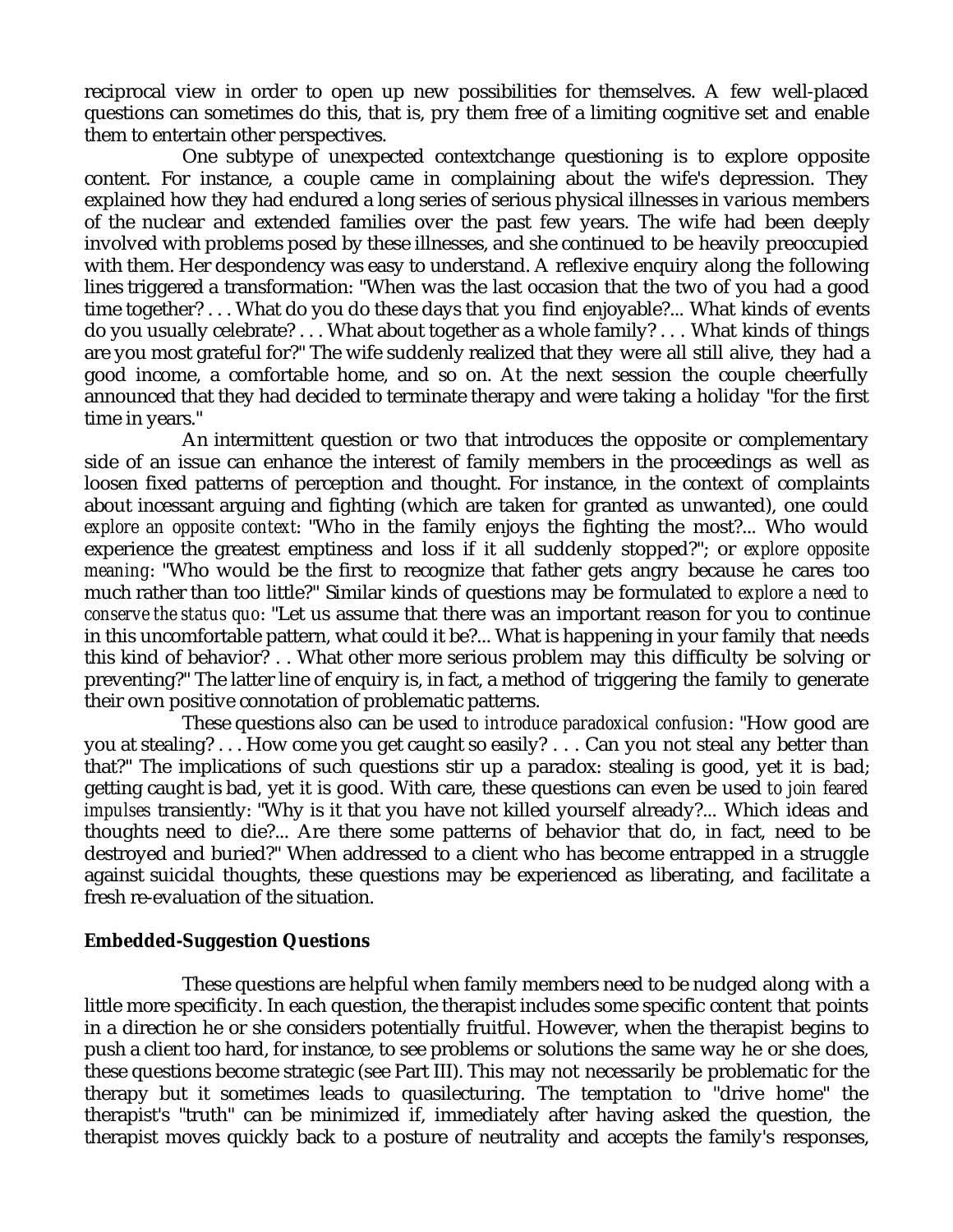reciprocal view in order to open up new possibilities for themselves. A few well-placed questions can sometimes do this, that is, pry them free of a limiting cognitive set and enable them to entertain other perspectives.

One subtype of unexpected contextchange questioning is to explore opposite content. For instance, a couple came in complaining about the wife's depression. They explained how they had endured a long series of serious physical illnesses in various members of the nuclear and extended families over the past few years. The wife had been deeply involved with problems posed by these illnesses, and she continued to be heavily preoccupied with them. Her despondency was easy to understand. A reflexive enquiry along the following lines triggered a transformation: "When was the last occasion that the two of you had a good time together? . . . What do you do these days that you find enjoyable?... What kinds of events do you usually celebrate? . . . What about together as a whole family? . . . What kinds of things are you most grateful for?" The wife suddenly realized that they were all still alive, they had a good income, a comfortable home, and so on. At the next session the couple cheerfully announced that they had decided to terminate therapy and were taking a holiday "for the first time in years."

An intermittent question or two that introduces the opposite or complementary side of an issue can enhance the interest of family members in the proceedings as well as loosen fixed patterns of perception and thought. For instance, in the context of complaints about incessant arguing and fighting (which are taken for granted as unwanted), one could *explore an opposite context*: "Who in the family enjoys the fighting the most?... Who would experience the greatest emptiness and loss if it all suddenly stopped?"; or *explore opposite meaning*: "Who would be the first to recognize that father gets angry because he cares too much rather than too little?" Similar kinds of questions may be formulated *to explore a need to conserve the status quo*: "Let us assume that there was an important reason for you to continue in this uncomfortable pattern, what could it be?... What is happening in your family that needs this kind of behavior? . . What other more serious problem may this difficulty be solving or preventing?" The latter line of enquiry is, in fact, a method of triggering the family to generate their own positive connotation of problematic patterns.

These questions also can be used *to introduce paradoxical confusion*: "How good are you at stealing? . . . How come you get caught so easily? . . . Can you not steal any better than that?" The implications of such questions stir up a paradox: stealing is good, yet it is bad; getting caught is bad, yet it is good. With care, these questions can even be used *to join feared impulses* transiently: "Why is it that you have not killed yourself already?... Which ideas and thoughts need to die?... Are there some patterns of behavior that do, in fact, need to be destroyed and buried?" When addressed to a client who has become entrapped in a struggle against suicidal thoughts, these questions may be experienced as liberating, and facilitate a fresh re-evaluation of the situation.

**Embedded-Suggestion Questions**

These questions are helpful when family members need to be nudged along with a little more specificity. In each question, the therapist includes some specific content that points in a direction he or she considers potentially fruitful. However, when the therapist begins to push a client too hard, for instance, to see problems or solutions the same way he or she does, these questions become strategic (see Part III). This may not necessarily be problematic for the therapy but it sometimes leads to quasilecturing. The temptation to "drive home" the therapist's "truth" can be minimized if, immediately after having asked the question, the therapist moves quickly back to a posture of neutrality and accepts the family's responses,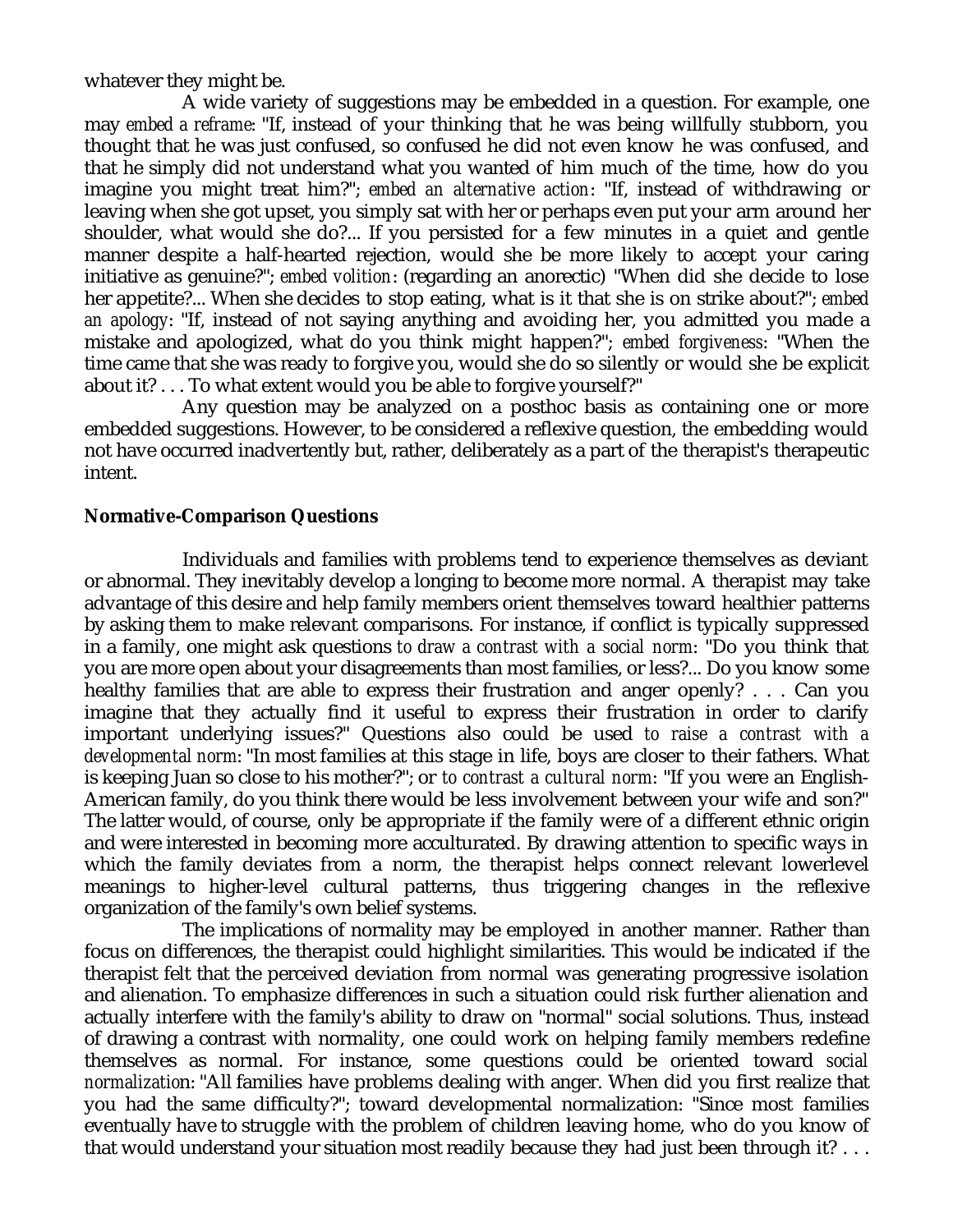whatever they might be.

A wide variety of suggestions may be embedded in a question. For example, one may *embed a reframe*: "If, instead of your thinking that he was being willfully stubborn, you thought that he was just confused, so confused he did not even know he was confused, and that he simply did not understand what you wanted of him much of the time, how do you imagine you might treat him?"; *embed an alternative action*: "If, instead of withdrawing or leaving when she got upset, you simply sat with her or perhaps even put your arm around her shoulder, what would she do?... If you persisted for a few minutes in a quiet and gentle manner despite a half-hearted rejection, would she be more likely to accept your caring initiative as genuine?"; *embed volition*: (regarding an anorectic) "When did she decide to lose her appetite?... When she decides to stop eating, what is it that she is on strike about?"; *embed an apology*: "If, instead of not saying anything and avoiding her, you admitted you made a mistake and apologized, what do you think might happen?"; *embed forgiveness*: "When the time came that she was ready to forgive you, would she do so silently or would she be explicit about it? . . . To what extent would you be able to forgive yourself?"

Any question may be analyzed on a posthoc basis as containing one or more embedded suggestions. However, to be considered a reflexive question, the embedding would not have occurred inadvertently but, rather, deliberately as a part of the therapist's therapeutic intent.

**Normative-Comparison Questions**

Individuals and families with problems tend to experience themselves as deviant or abnormal. They inevitably develop a longing to become more normal. A therapist may take advantage of this desire and help family members orient themselves toward healthier patterns by asking them to make relevant comparisons. For instance, if conflict is typically suppressed in a family, one might ask questions *to draw a contrast with a social norm*: "Do you think that you are more open about your disagreements than most families, or less?... Do you know some healthy families that are able to express their frustration and anger openly? . . . Can you imagine that they actually find it useful to express their frustration in order to clarify important underlying issues?" Questions also could be used *to raise a contrast with a developmental norm*: "In most families at this stage in life, boys are closer to their fathers. What is keeping Juan so close to his mother?"; or *to contrast a cultural norm*: "If you were an English-American family, do you think there would be less involvement between your wife and son?" The latter would, of course, only be appropriate if the family were of a different ethnic origin and were interested in becoming more acculturated. By drawing attention to specific ways in which the family deviates from a norm, the therapist helps connect relevant lowerlevel meanings to higher-level cultural patterns, thus triggering changes in the reflexive organization of the family's own belief systems.

The implications of normality may be employed in another manner. Rather than focus on differences, the therapist could highlight similarities. This would be indicated if the therapist felt that the perceived deviation from normal was generating progressive isolation and alienation. To emphasize differences in such a situation could risk further alienation and actually interfere with the family's ability to draw on "normal" social solutions. Thus, instead of drawing a contrast with normality, one could work on helping family members redefine themselves as normal. For instance, some questions could be oriented toward *social normalization*: "All families have problems dealing with anger. When did you first realize that you had the same difficulty?"; toward developmental normalization: "Since most families eventually have to struggle with the problem of children leaving home, who do you know of that would understand your situation most readily because they had just been through it? . . .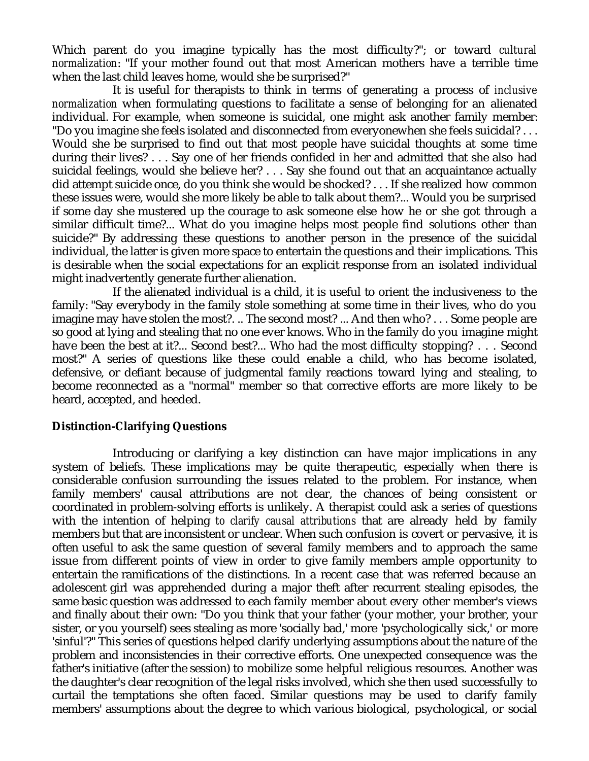Which parent do you imagine typically has the most difficulty?"; or toward *cultural normalization*: "If your mother found out that most American mothers have a terrible time when the last child leaves home, would she be surprised?"

It is useful for therapists to think in terms of generating a process of *inclusive normalization* when formulating questions to facilitate a sense of belonging for an alienated individual. For example, when someone is suicidal, one might ask another family member: "Do you imagine she feels isolated and disconnected from everyonewhen she feels suicidal? . . . Would she be surprised to find out that most people have suicidal thoughts at some time during their lives? . . . Say one of her friends confided in her and admitted that she also had suicidal feelings, would she believe her? . . . Say she found out that an acquaintance actually did attempt suicide once, do you think she would be shocked? . . . If she realized how common these issues were, would she more likely be able to talk about them?... Would you be surprised if some day she mustered up the courage to ask someone else how he or she got through a similar difficult time?... What do you imagine helps most people find solutions other than suicide?" By addressing these questions to another person in the presence of the suicidal individual, the latter is given more space to entertain the questions and their implications. This is desirable when the social expectations for an explicit response from an isolated individual might inadvertently generate further alienation.

If the alienated individual is a child, it is useful to orient the inclusiveness to the family: "Say everybody in the family stole something at some time in their lives, who do you imagine may have stolen the most?. .. The second most? ... And then who? . . . Some people are so good at lying and stealing that no one ever knows. Who in the family do you imagine might have been the best at it?... Second best?... Who had the most difficulty stopping? . . . Second most?" A series of questions like these could enable a child, who has become isolated, defensive, or defiant because of judgmental family reactions toward lying and stealing, to become reconnected as a "normal" member so that corrective efforts are more likely to be heard, accepted, and heeded.

**Distinction-Clarifying Questions**

Introducing or clarifying a key distinction can have major implications in any system of beliefs. These implications may be quite therapeutic, especially when there is considerable confusion surrounding the issues related to the problem. For instance, when family members' causal attributions are not clear, the chances of being consistent or coordinated in problem-solving efforts is unlikely. A therapist could ask a series of questions with the intention of helping *to clarify causal attributions* that are already held by family members but that are inconsistent or unclear. When such confusion is covert or pervasive, it is often useful to ask the same question of several family members and to approach the same issue from different points of view in order to give family members ample opportunity to entertain the ramifications of the distinctions. In a recent case that was referred because an adolescent girl was apprehended during a major theft after recurrent stealing episodes, the same basic question was addressed to each family member about every other member's views and finally about their own: "Do you think that your father (your mother, your brother, your sister, or you yourself) sees stealing as more 'socially bad,' more 'psychologically sick,' or more 'sinful'?" This series of questions helped clarify underlying assumptions about the nature of the problem and inconsistencies in their corrective efforts. One unexpected consequence was the father's initiative (after the session) to mobilize some helpful religious resources. Another was the daughter's clear recognition of the legal risks involved, which she then used successfully to curtail the temptations she often faced. Similar questions may be used to clarify family members' assumptions about the degree to which various biological, psychological, or social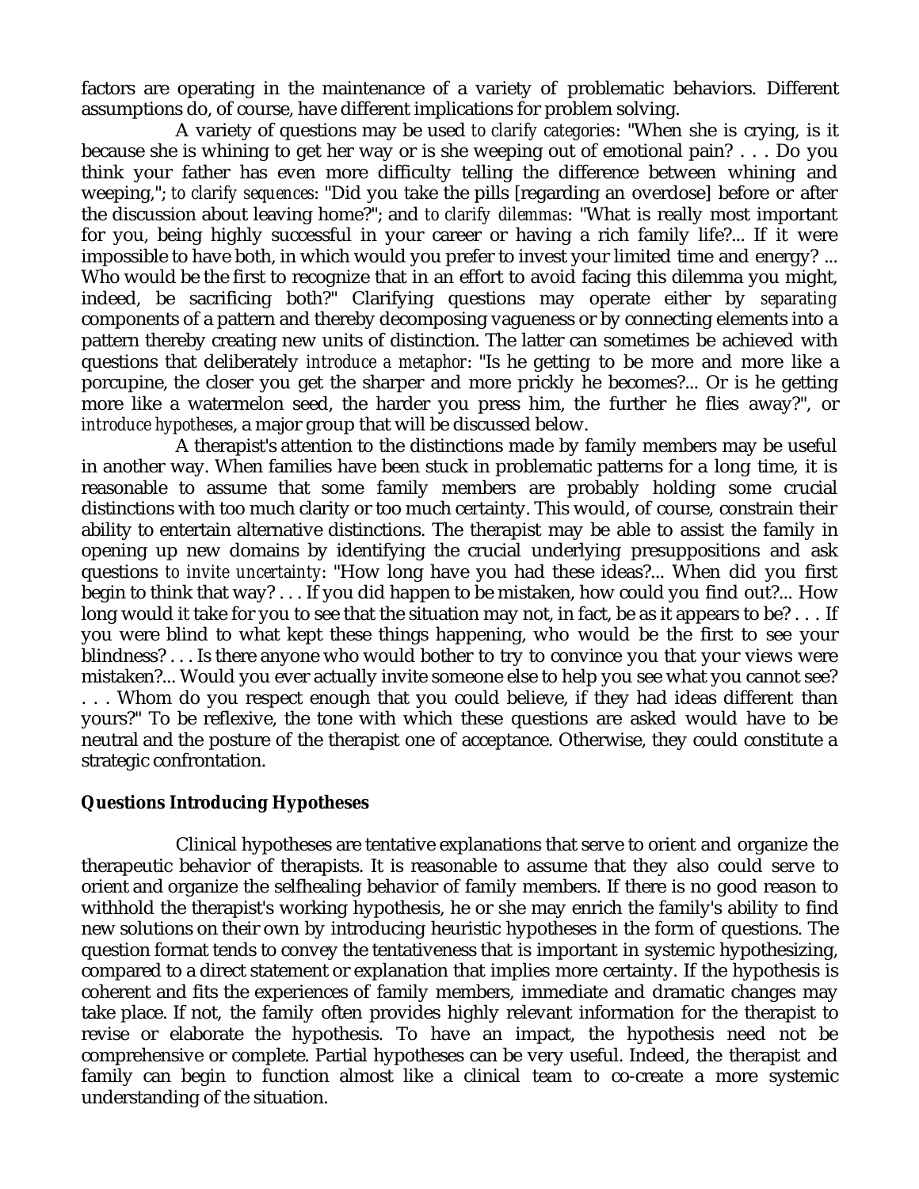factors are operating in the maintenance of a variety of problematic behaviors. Different assumptions do, of course, have different implications for problem solving.

A variety of questions may be used *to clarify categories*: "When she is crying, is it because she is whining to get her way or is she weeping out of emotional pain? . . . Do you think your father has even more difficulty telling the difference between whining and weeping,"; *to clarify sequences*: "Did you take the pills [regarding an overdose] before or after the discussion about leaving home?"; and *to clarify dilemmas*: "What is really most important for you, being highly successful in your career or having a rich family life?... If it were impossible to have both, in which would you prefer to invest your limited time and energy? ... Who would be the first to recognize that in an effort to avoid facing this dilemma you might, indeed, be sacrificing both?" Clarifying questions may operate either by *separating* components of a pattern and thereby decomposing vagueness or by connecting elements into a pattern thereby creating new units of distinction. The latter can sometimes be achieved with questions that deliberately *introduce a metaphor*: "Is he getting to be more and more like a porcupine, the closer you get the sharper and more prickly he becomes?... Or is he getting more like a watermelon seed, the harder you press him, the further he flies away?", or *introduce hypotheses*, a major group that will be discussed below.

A therapist's attention to the distinctions made by family members may be useful in another way. When families have been stuck in problematic patterns for a long time, it is reasonable to assume that some family members are probably holding some crucial distinctions with too much clarity or too much certainty. This would, of course, constrain their ability to entertain alternative distinctions. The therapist may be able to assist the family in opening up new domains by identifying the crucial underlying presuppositions and ask questions *to invite uncertainty*: "How long have you had these ideas?... When did you first begin to think that way? . . . If you did happen to be mistaken, how could you find out?... How long would it take for you to see that the situation may not, in fact, be as it appears to be? . . . If you were blind to what kept these things happening, who would be the first to see your blindness? . . . Is there anyone who would bother to try to convince you that your views were mistaken?... Would you ever actually invite someone else to help you see what you cannot see? . . . Whom do you respect enough that you could believe, if they had ideas different than yours?" To be reflexive, the tone with which these questions are asked would have to be neutral and the posture of the therapist one of acceptance. Otherwise, they could constitute a strategic confrontation.

**Questions Introducing Hypotheses**

Clinical hypotheses are tentative explanations that serve to orient and organize the therapeutic behavior of therapists. It is reasonable to assume that they also could serve to orient and organize the selfhealing behavior of family members. If there is no good reason to withhold the therapist's working hypothesis, he or she may enrich the family's ability to find new solutions on their own by introducing heuristic hypotheses in the form of questions. The question format tends to convey the tentativeness that is important in systemic hypothesizing, compared to a direct statement or explanation that implies more certainty. If the hypothesis is coherent and fits the experiences of family members, immediate and dramatic changes may take place. If not, the family often provides highly relevant information for the therapist to revise or elaborate the hypothesis. To have an impact, the hypothesis need not be comprehensive or complete. Partial hypotheses can be very useful. Indeed, the therapist and family can begin to function almost like a clinical team to co-create a more systemic understanding of the situation.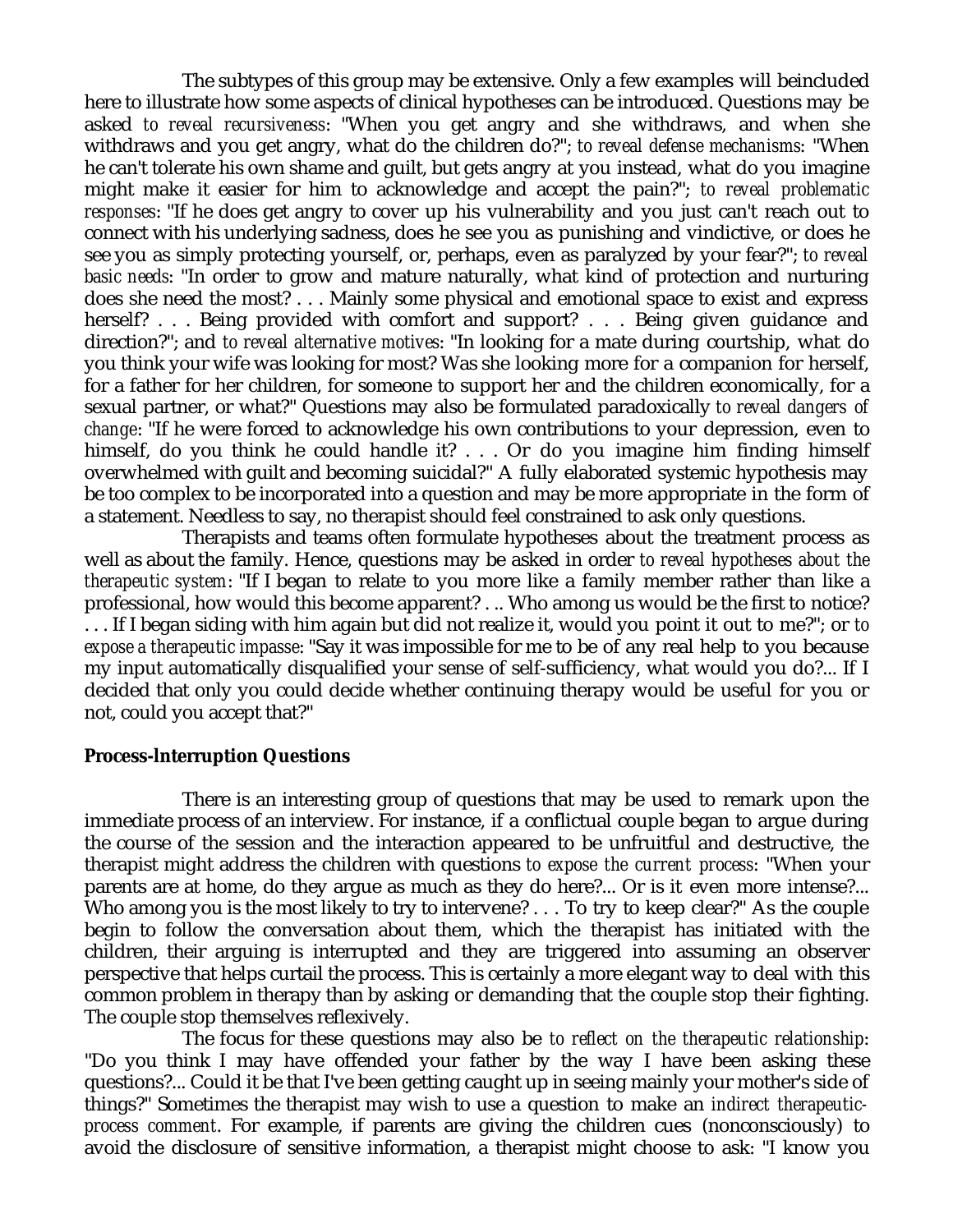The subtypes of this group may be extensive. Only a few examples will beincluded here to illustrate how some aspects of clinical hypotheses can be introduced. Questions may be asked *to reveal recursiveness*: "When you get angry and she withdraws, and when she withdraws and you get angry, what do the children do?"; *to reveal defense mechanisms*: "When he can't tolerate his own shame and guilt, but gets angry at you instead, what do you imagine might make it easier for him to acknowledge and accept the pain?"; *to reveal problematic responses*: "If he does get angry to cover up his vulnerability and you just can't reach out to connect with his underlying sadness, does he see you as punishing and vindictive, or does he see you as simply protecting yourself, or, perhaps, even as paralyzed by your fear?"; *to reveal basic needs*: "In order to grow and mature naturally, what kind of protection and nurturing does she need the most? . . . Mainly some physical and emotional space to exist and express herself? . . . Being provided with comfort and support? . . . Being given guidance and direction?"; and *to reveal alternative motives*: "In looking for a mate during courtship, what do you think your wife was looking for most? Was she looking more for a companion for herself, for a father for her children, for someone to support her and the children economically, for a sexual partner, or what?" Questions may also be formulated paradoxically *to reveal dangers of change*: "If he were forced to acknowledge his own contributions to your depression, even to himself, do you think he could handle it? . . . Or do you imagine him finding himself overwhelmed with guilt and becoming suicidal?" A fully elaborated systemic hypothesis may be too complex to be incorporated into a question and may be more appropriate in the form of a statement. Needless to say, no therapist should feel constrained to ask only questions.

Therapists and teams often formulate hypotheses about the treatment process as well as about the family. Hence, questions may be asked in order *to reveal hypotheses about the therapeutic system*: "If I began to relate to you more like a family member rather than like a professional, how would this become apparent? . .. Who among us would be the first to notice? . . . If I began siding with him again but did not realize it, would you point it out to me?"; or *to expose a therapeutic impasse*: "Say it was impossible for me to be of any real help to you because my input automatically disqualified your sense of self-sufficiency, what would you do?... If I decided that only you could decide whether continuing therapy would be useful for you or not, could you accept that?"

**Process-Interruption Questions**

There is an interesting group of questions that may be used to remark upon the immediate process of an interview. For instance, if a conflictual couple began to argue during the course of the session and the interaction appeared to be unfruitful and destructive, the therapist might address the children with questions *to expose the current process*: "When your parents are at home, do they argue as much as they do here?... Or is it even more intense?... Who among you is the most likely to try to intervene? . . . To try to keep clear?" As the couple begin to follow the conversation about them, which the therapist has initiated with the children, their arguing is interrupted and they are triggered into assuming an observer perspective that helps curtail the process. This is certainly a more elegant way to deal with this common problem in therapy than by asking or demanding that the couple stop their fighting. The couple stop themselves reflexively.

The focus for these questions may also be *to reflect on the therapeutic relationship*: "Do you think I may have offended your father by the way I have been asking these questions?... Could it be that I've been getting caught up in seeing mainly your mother's side of things?" Sometimes the therapist may wish to use a question to make an *indirect therapeutic-process comment*. For example, if parents are giving the children cues (nonconsciously) to avoid the disclosure of sensitive information, a therapist might choose to ask: "I know you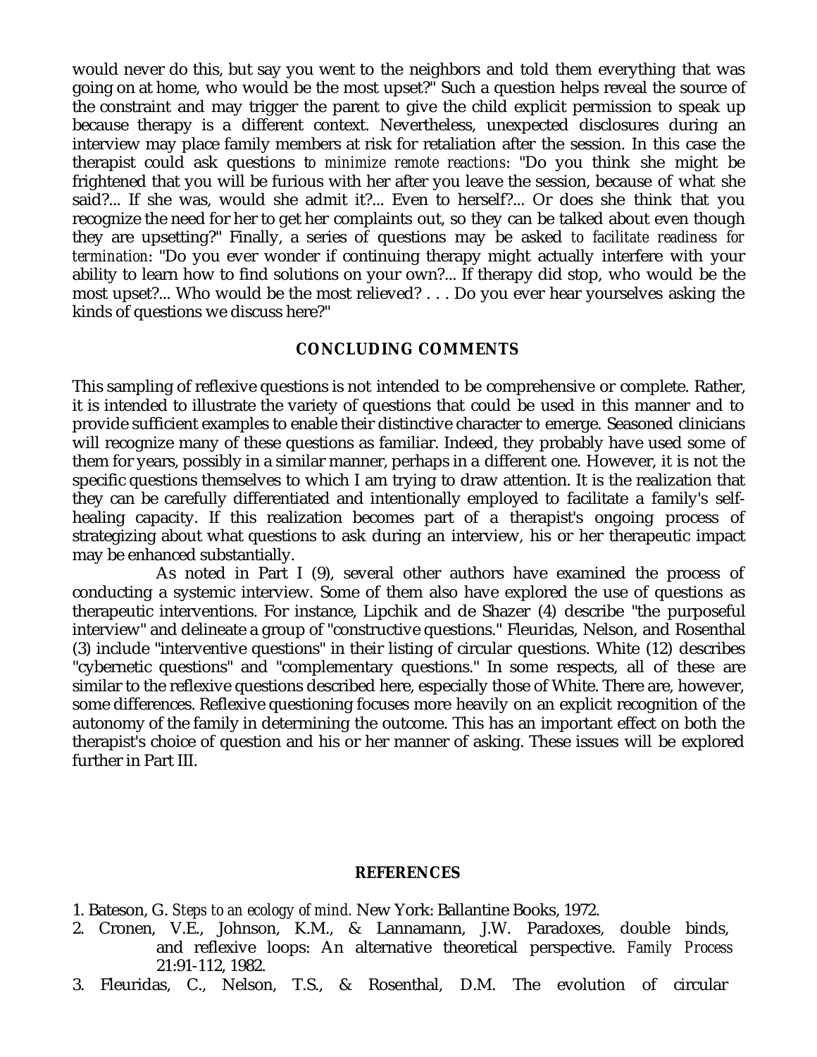would never do this, but say you went to the neighbors and told them everything that was going on at home, who would be the most upset?" Such a question helps reveal the source of the constraint and may trigger the parent to give the child explicit permission to speak up because therapy is a different context. Nevertheless, unexpected disclosures during an interview may place family members at risk for retaliation after the session. In this case the therapist could ask questions *to minimize remote reactions*: "Do you think she might be frightened that you will be furious with her after you leave the session, because of what she said?... If she was, would she admit it?... Even to herself?... Or does she think that you recognize the need for her to get her complaints out, so they can be talked about even though they are upsetting?" Finally, a series of questions may be asked *to facilitate readiness for termination*: "Do you ever wonder if continuing therapy might actually interfere with your ability to learn how to find solutions on your own?... If therapy did stop, who would be the most upset?... Who would be the most relieved? . . . Do you ever hear yourselves asking the kinds of questions we discuss here?"

## CONCLUDING COMMENTS

This sampling of reflexive questions is not intended to be comprehensive or complete. Rather, it is intended to illustrate the variety of questions that could be used in this manner and to provide sufficient examples to enable their distinctive character to emerge. Seasoned clinicians will recognize many of these questions as familiar. Indeed, they probably have used some of them for years, possibly in a similar manner, perhaps in a different one. However, it is not the specific questions themselves to which I am trying to draw attention. It is the realization that they can be carefully differentiated and intentionally employed to facilitate a family's self-healing capacity. If this realization becomes part of a therapist's ongoing process of strategizing about what questions to ask during an interview, his or her therapeutic impact may be enhanced substantially.

As noted in Part I (9), several other authors have examined the process of conducting a systemic interview. Some of them also have explored the use of questions as therapeutic interventions. For instance, Lipchik and de Shazer (4) describe "the purposeful interview" and delineate a group of "constructive questions." Fleuridas, Nelson, and Rosenthal (3) include "interventive questions" in their listing of circular questions. White (12) describes "cybernetic questions" and "complementary questions." In some respects, all of these are similar to the reflexive questions described here, especially those of White. There are, however, some differences. Reflexive questioning focuses more heavily on an explicit recognition of the autonomy of the family in determining the outcome. This has an important effect on both the therapist's choice of question and his or her manner of asking. These issues will be explored further in Part III.

## REFERENCES

1. Bateson, G. *Steps to an ecology of mind.* New York: Ballantine Books, 1972.
2. Cronen, V.E., Johnson, K.M., & Lannamann, J.W. Paradoxes, double binds, and reflexive loops: An alternative theoretical perspective. *Family Process* 21:91-112, 1982.
3. Fleuridas, C., Nelson, T.S., & Rosenthal, D.M. The evolution of circular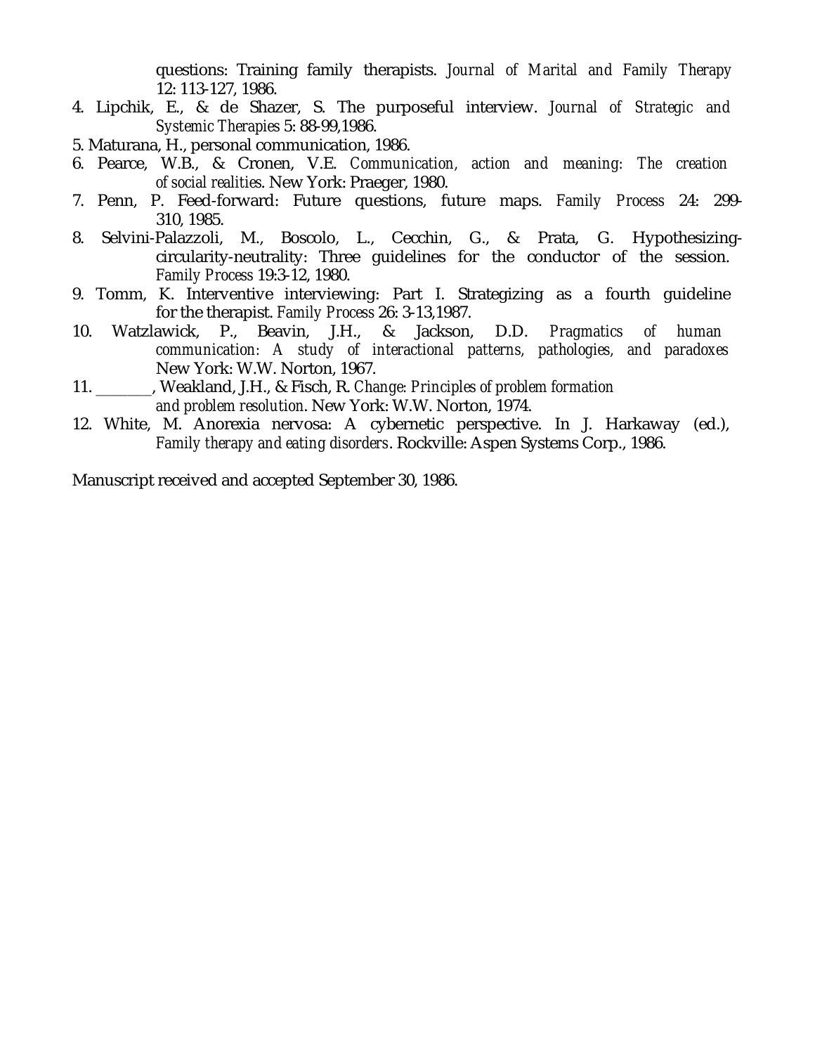questions: Training family therapists. *Journal of Marital and Family Therapy* 12: 113-127, 1986.

4. Lipchik, E., & de Shazer, S. The purposeful interview. *Journal of Strategic and Systemic Therapies* 5: 88-99,1986.
5. Maturana, H., personal communication, 1986.
6. Pearce, W.B., & Cronen, V.E. *Communication, action and meaning: The creation of social realities*. New York: Praeger, 1980.
7. Penn, P. Feed-forward: Future questions, future maps. *Family Process* 24: 299-310, 1985.
8. Selvini-Palazzoli, M., Boscolo, L., Cecchin, G., & Prata, G. Hypothesizing-circularity-neutrality: Three guidelines for the conductor of the session. *Family Process* 19:3-12, 1980.
9. Tomm, K. Interventive interviewing: Part I. Strategizing as a fourth guideline for the therapist. *Family Process* 26: 3-13,1987.
10. Watzlawick, P., Beavin, J.H., & Jackson, D.D. *Pragmatics of human communication: A study of interactional patterns, pathologies, and paradoxes* New York: W.W. Norton, 1967.
11. ________, Weakland, J.H., & Fisch, R. *Change: Principles of problem formation and problem resolution*. New York: W.W. Norton, 1974.
12. White, M. Anorexia nervosa: A cybernetic perspective. In J. Harkaway (ed.), *Family therapy and eating disorders*. Rockville: Aspen Systems Corp., 1986.

Manuscript received and accepted September 30, 1986.